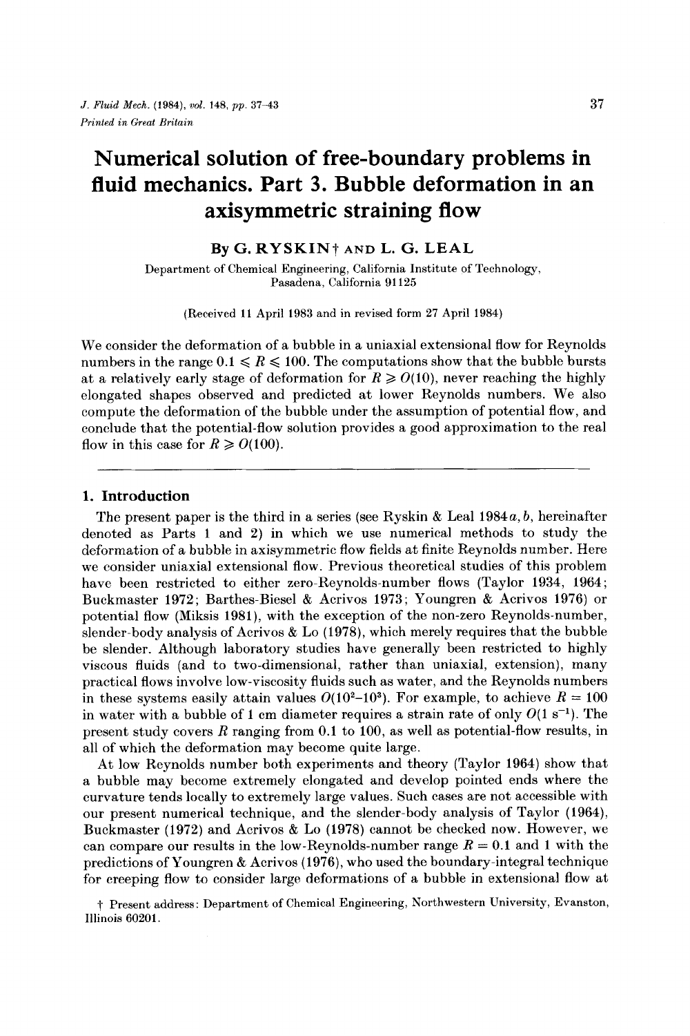# Numerical solution of free-boundary problems in fluid mechanics. Part 3. Bubble deformation in an axisymmetric straining flow

By G. RYSKIN† AND L. G. LEAL

Department of Chemical Engineering, California Institute of Technology, Pasadena, California 91125

(Received 11 April 1983 and in revised form 27 April 1984)

We consider the deformation of a bubble in a uniaxial extensional flow for Reynolds numbers in the range $0.1 \leqslant R \leqslant 100$. The computations show that the bubble bursts at a relatively early stage of deformation for $R \geqslant O(10)$, never reaching the highly elongated shapes observed and predicted at lower Reynolds numbers. We also compute the deformation of the bubble under the assumption of potential flow, and conclude that the potential-flow solution provides a good approximation to the real flow in this case for $R \geqslant O(100)$.

## 1. Introduction

The present paper is the third in a series (see Ryskin & Leal 1984*a*, *b*, hereinafter denoted as Parts 1 and 2) in which we use numerical methods to study the deformation of a bubble in axisymmetric flow fields at finite Reynolds number. Here we consider uniaxial extensional flow. Previous theoretical studies of this problem have been restricted to either zero-Reynolds-number flows (Taylor 1934, 1964; Buckmaster 1972; Barthes-Biesel & Acrivos 1973; Youngren & Acrivos 1976) or potential flow (Miksis 1981), with the exception of the non-zero Reynolds-number, slender-body analysis of Acrivos & Lo (1978), which merely requires that the bubble be slender. Although laboratory studies have generally been restricted to highly viscous fluids (and to two-dimensional, rather than uniaxial, extension), many practical flows involve low-viscosity fluids such as water, and the Reynolds numbers in these systems easily attain values $O(10^2\text{–}10^3)$. For example, to achieve $R = 100$ in water with a bubble of 1 cm diameter requires a strain rate of only $O(1\ \mathrm{s}^{-1})$. The present study covers $R$ ranging from 0.1 to 100, as well as potential-flow results, in all of which the deformation may become quite large.

At low Reynolds number both experiments and theory (Taylor 1964) show that a bubble may become extremely elongated and develop pointed ends where the curvature tends locally to extremely large values. Such cases are not accessible with our present numerical technique, and the slender-body analysis of Taylor (1964), Buckmaster (1972) and Acrivos & Lo (1978) cannot be checked now. However, we can compare our results in the low-Reynolds-number range $R = 0.1$ and 1 with the predictions of Youngren & Acrivos (1976), who used the boundary-integral technique for creeping flow to consider large deformations of a bubble in extensional flow at

† Present address: Department of Chemical Engineering, Northwestern University, Evanston, Illinois 60201.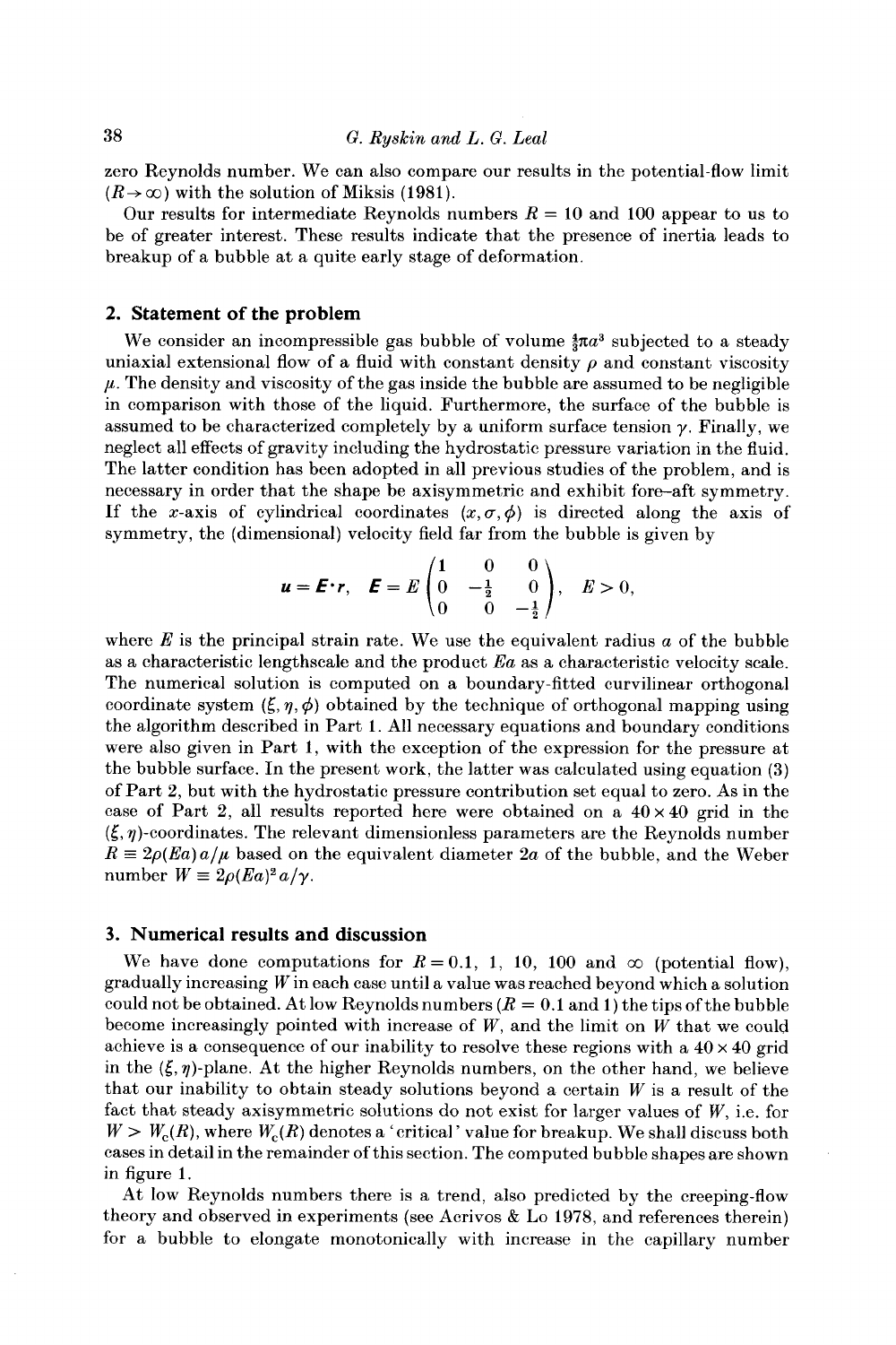zero Reynolds number. We can also compare our results in the potential-flow limit ($R \to \infty$) with the solution of Miksis (1981).

Our results for intermediate Reynolds numbers $R = 10$ and 100 appear to us to be of greater interest. These results indicate that the presence of inertia leads to breakup of a bubble at a quite early stage of deformation.

## 2. Statement of the problem

We consider an incompressible gas bubble of volume $\frac{4}{3}\pi a^3$ subjected to a steady uniaxial extensional flow of a fluid with constant density $\rho$ and constant viscosity $\mu$. The density and viscosity of the gas inside the bubble are assumed to be negligible in comparison with those of the liquid. Furthermore, the surface of the bubble is assumed to be characterized completely by a uniform surface tension $\gamma$. Finally, we neglect all effects of gravity including the hydrostatic pressure variation in the fluid. The latter condition has been adopted in all previous studies of the problem, and is necessary in order that the shape be axisymmetric and exhibit fore–aft symmetry. If the $x$-axis of cylindrical coordinates $(x, \sigma, \phi)$ is directed along the axis of symmetry, the (dimensional) velocity field far from the bubble is given by

$$\boldsymbol{u} = \boldsymbol{E}\cdot\boldsymbol{r}, \quad \boldsymbol{E} = E\begin{pmatrix} 1 & 0 & 0 \\ 0 & -\frac{1}{2} & 0 \\ 0 & 0 & -\frac{1}{2} \end{pmatrix}, \quad E > 0,$$

where $E$ is the principal strain rate. We use the equivalent radius $a$ of the bubble as a characteristic lengthscale and the product $Ea$ as a characteristic velocity scale. The numerical solution is computed on a boundary-fitted curvilinear orthogonal coordinate system $(\xi, \eta, \phi)$ obtained by the technique of orthogonal mapping using the algorithm described in Part 1. All necessary equations and boundary conditions were also given in Part 1, with the exception of the expression for the pressure at the bubble surface. In the present work, the latter was calculated using equation (3) of Part 2, but with the hydrostatic pressure contribution set equal to zero. As in the case of Part 2, all results reported here were obtained on a $40 \times 40$ grid in the $(\xi, \eta)$-coordinates. The relevant dimensionless parameters are the Reynolds number $R \equiv 2\rho(Ea)a/\mu$ based on the equivalent diameter $2a$ of the bubble, and the Weber number $W \equiv 2\rho(Ea)^2 a/\gamma$.

## 3. Numerical results and discussion

We have done computations for $R = 0.1$, 1, 10, 100 and $\infty$ (potential flow), gradually increasing $W$ in each case until a value was reached beyond which a solution could not be obtained. At low Reynolds numbers ($R = 0.1$ and 1) the tips of the bubble become increasingly pointed with increase of $W$, and the limit on $W$ that we could achieve is a consequence of our inability to resolve these regions with a $40 \times 40$ grid in the $(\xi, \eta)$-plane. At the higher Reynolds numbers, on the other hand, we believe that our inability to obtain steady solutions beyond a certain $W$ is a result of the fact that steady axisymmetric solutions do not exist for larger values of $W$, i.e. for $W > W_c(R)$, where $W_c(R)$ denotes a 'critical' value for breakup. We shall discuss both cases in detail in the remainder of this section. The computed bubble shapes are shown in figure 1.

At low Reynolds numbers there is a trend, also predicted by the creeping-flow theory and observed in experiments (see Acrivos & Lo 1978, and references therein) for a bubble to elongate monotonically with increase in the capillary number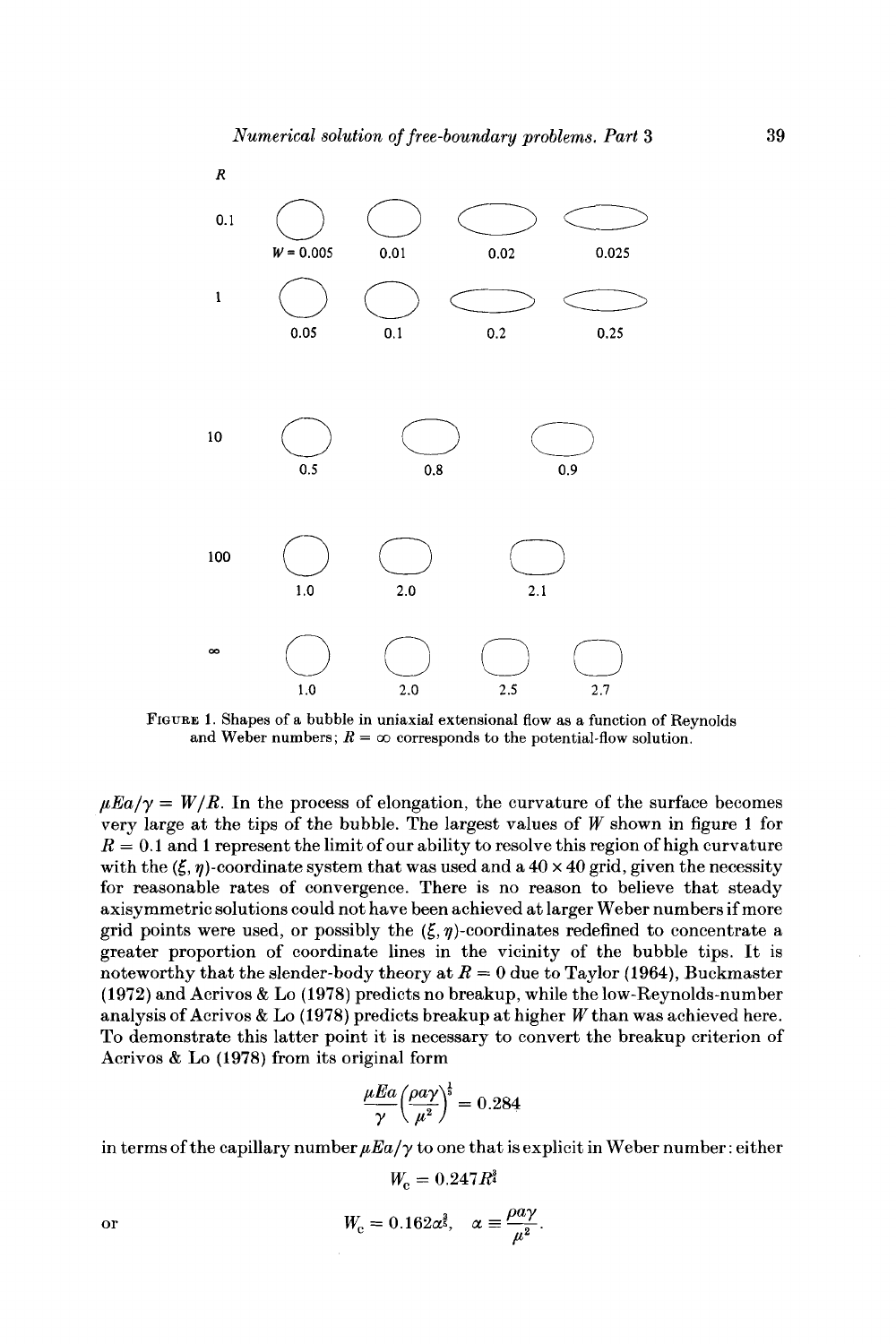R

0.1 — $W = 0.005$, 0.01, 0.02, 0.025

1 — 0.05, 0.1, 0.2, 0.25

10 — 0.5, 0.8, 0.9

100 — 1.0, 2.0, 2.1

$\infty$ — 1.0, 2.0, 2.5, 2.7

FIGURE 1. Shapes of a bubble in uniaxial extensional flow as a function of Reynolds and Weber numbers; $R = \infty$ corresponds to the potential-flow solution.

$\mu Ea/\gamma = W/R$. In the process of elongation, the curvature of the surface becomes very large at the tips of the bubble. The largest values of $W$ shown in figure 1 for $R = 0.1$ and 1 represent the limit of our ability to resolve this region of high curvature with the $(\xi, \eta)$-coordinate system that was used and a $40 \times 40$ grid, given the necessity for reasonable rates of convergence. There is no reason to believe that steady axisymmetric solutions could not have been achieved at larger Weber numbers if more grid points were used, or possibly the $(\xi, \eta)$-coordinates redefined to concentrate a greater proportion of coordinate lines in the vicinity of the bubble tips. It is noteworthy that the slender-body theory at $R = 0$ due to Taylor (1964), Buckmaster (1972) and Acrivos & Lo (1978) predicts no breakup, while the low-Reynolds-number analysis of Acrivos & Lo (1978) predicts breakup at higher $W$ than was achieved here. To demonstrate this latter point it is necessary to convert the breakup criterion of Acrivos & Lo (1978) from its original form

$$\frac{\mu Ea}{\gamma}\left(\frac{\rho a \gamma}{\mu^2}\right)^{\frac{1}{6}} = 0.284$$

in terms of the capillary number $\mu Ea/\gamma$ to one that is explicit in Weber number: either

$$W_c = 0.247 R^{\frac{6}{7}}$$

or

$$W_c = 0.162 \alpha^{\frac{6}{5}}, \quad \alpha \equiv \frac{\rho a \gamma}{\mu^2}.$$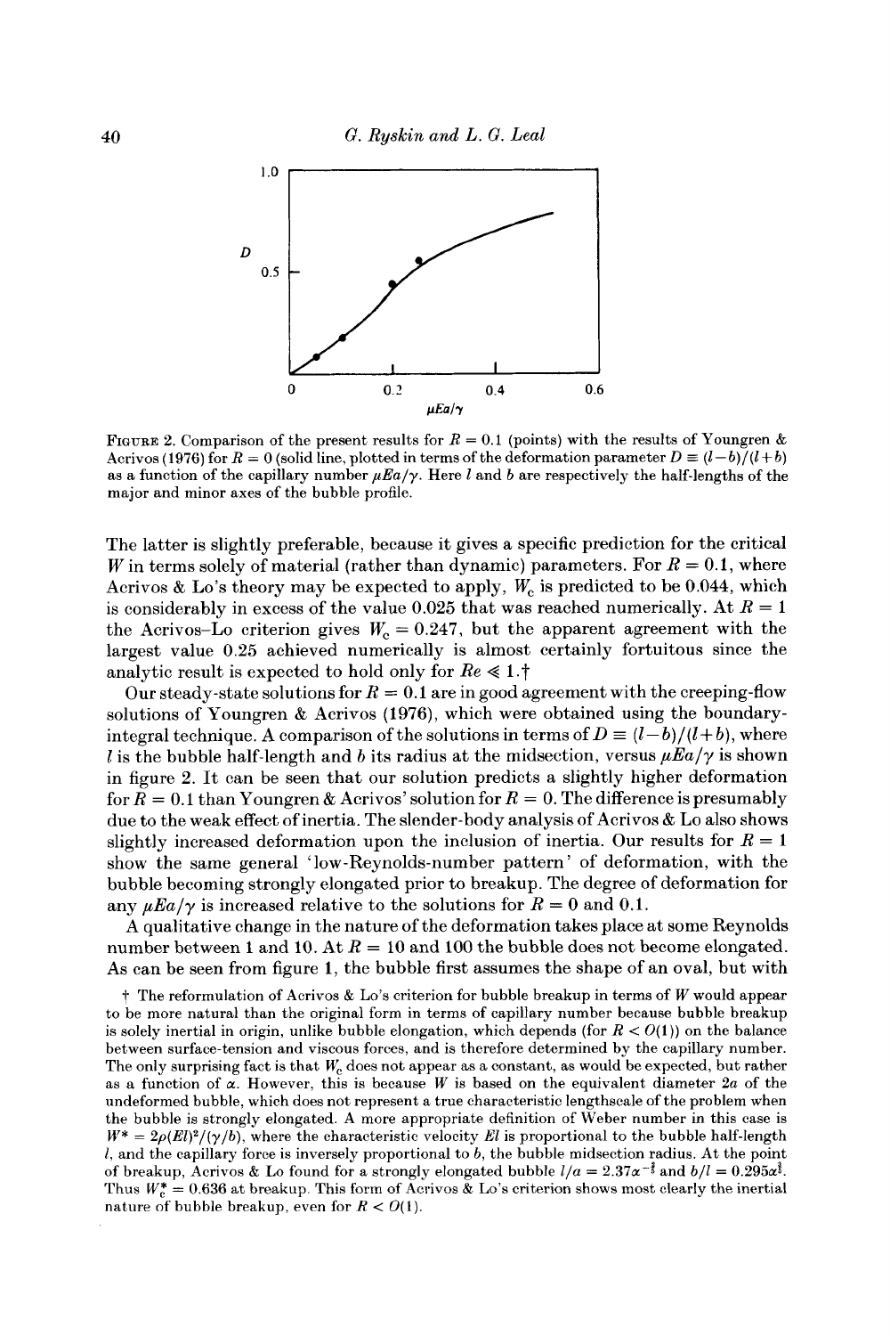FIGURE 2. Comparison of the present results for $R = 0.1$ (points) with the results of Youngren & Acrivos (1976) for $R = 0$ (solid line, plotted in terms of the deformation parameter $D \equiv (l-b)/(l+b)$ as a function of the capillary number $\mu Ea/\gamma$. Here $l$ and $b$ are respectively the half-lengths of the major and minor axes of the bubble profile.

The latter is slightly preferable, because it gives a specific prediction for the critical $W$ in terms solely of material (rather than dynamic) parameters. For $R = 0.1$, where Acrivos & Lo's theory may be expected to apply, $W_c$ is predicted to be 0.044, which is considerably in excess of the value 0.025 that was reached numerically. At $R = 1$ the Acrivos–Lo criterion gives $W_c = 0.247$, but the apparent agreement with the largest value 0.25 achieved numerically is almost certainly fortuitous since the analytic result is expected to hold only for $Re \ll 1$.†

Our steady-state solutions for $R = 0.1$ are in good agreement with the creeping-flow solutions of Youngren & Acrivos (1976), which were obtained using the boundary-integral technique. A comparison of the solutions in terms of $D \equiv (l-b)/(l+b)$, where $l$ is the bubble half-length and $b$ its radius at the midsection, versus $\mu Ea/\gamma$ is shown in figure 2. It can be seen that our solution predicts a slightly higher deformation for $R = 0.1$ than Youngren & Acrivos' solution for $R = 0$. The difference is presumably due to the weak effect of inertia. The slender-body analysis of Acrivos & Lo also shows slightly increased deformation upon the inclusion of inertia. Our results for $R = 1$ show the same general 'low-Reynolds-number pattern' of deformation, with the bubble becoming strongly elongated prior to breakup. The degree of deformation for any $\mu Ea/\gamma$ is increased relative to the solutions for $R = 0$ and 0.1.

A qualitative change in the nature of the deformation takes place at some Reynolds number between 1 and 10. At $R = 10$ and 100 the bubble does not become elongated. As can be seen from figure 1, the bubble first assumes the shape of an oval, but with

† The reformulation of Acrivos & Lo's criterion for bubble breakup in terms of $W$ would appear to be more natural than the original form in terms of capillary number because bubble breakup is solely inertial in origin, unlike bubble elongation, which depends (for $R < O(1)$) on the balance between surface-tension and viscous forces, and is therefore determined by the capillary number. The only surprising fact is that $W_c$ does not appear as a constant, as would be expected, but rather as a function of $\alpha$. However, this is because $W$ is based on the equivalent diameter $2a$ of the undeformed bubble, which does not represent a true characteristic lengthscale of the problem when the bubble is strongly elongated. A more appropriate definition of Weber number in this case is $W^* = 2\rho(El)^2/(\gamma/b)$, where the characteristic velocity $El$ is proportional to the bubble half-length $l$, and the capillary force is inversely proportional to $b$, the bubble midsection radius. At the point of breakup, Acrivos & Lo found for a strongly elongated bubble $l/a = 2.37\alpha^{-\frac{1}{3}}$ and $b/l = 0.295\alpha^{\frac{1}{2}}$. Thus $W_c^* = 0.636$ at breakup. This form of Acrivos & Lo's criterion shows most clearly the inertial nature of bubble breakup, even for $R < O(1)$.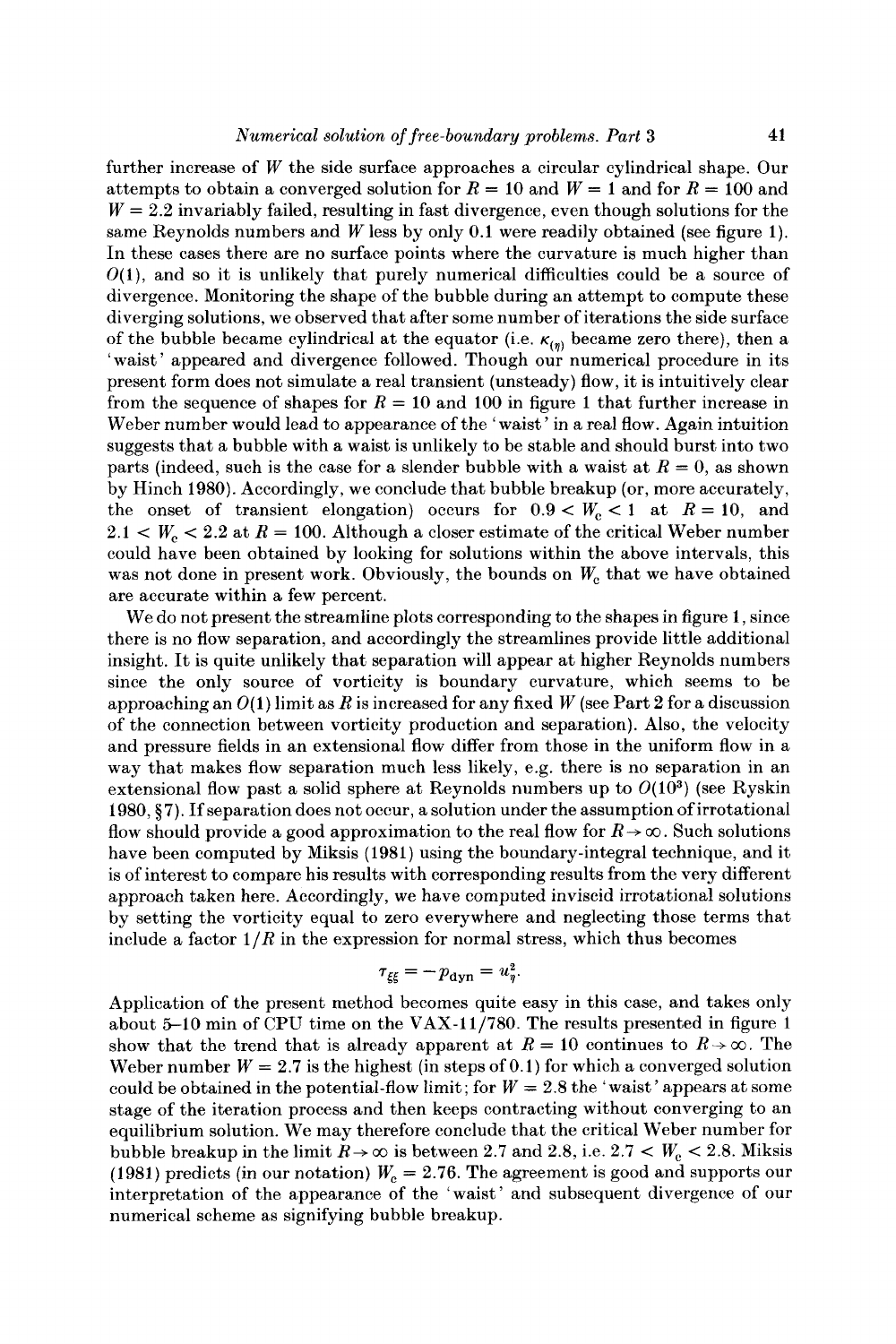further increase of $W$ the side surface approaches a circular cylindrical shape. Our attempts to obtain a converged solution for $R = 10$ and $W = 1$ and for $R = 100$ and $W = 2.2$ invariably failed, resulting in fast divergence, even though solutions for the same Reynolds numbers and $W$ less by only 0.1 were readily obtained (see figure 1). In these cases there are no surface points where the curvature is much higher than $O(1)$, and so it is unlikely that purely numerical difficulties could be a source of divergence. Monitoring the shape of the bubble during an attempt to compute these diverging solutions, we observed that after some number of iterations the side surface of the bubble became cylindrical at the equator (i.e. $\kappa_{(\eta)}$ became zero there), then a 'waist' appeared and divergence followed. Though our numerical procedure in its present form does not simulate a real transient (unsteady) flow, it is intuitively clear from the sequence of shapes for $R = 10$ and 100 in figure 1 that further increase in Weber number would lead to appearance of the 'waist' in a real flow. Again intuition suggests that a bubble with a waist is unlikely to be stable and should burst into two parts (indeed, such is the case for a slender bubble with a waist at $R = 0$, as shown by Hinch 1980). Accordingly, we conclude that bubble breakup (or, more accurately, the onset of transient elongation) occurs for $0.9 < W_c < 1$ at $R = 10$, and $2.1 < W_c < 2.2$ at $R = 100$. Although a closer estimate of the critical Weber number could have been obtained by looking for solutions within the above intervals, this was not done in present work. Obviously, the bounds on $W_c$ that we have obtained are accurate within a few percent.

We do not present the streamline plots corresponding to the shapes in figure 1, since there is no flow separation, and accordingly the streamlines provide little additional insight. It is quite unlikely that separation will appear at higher Reynolds numbers since the only source of vorticity is boundary curvature, which seems to be approaching an $O(1)$ limit as $R$ is increased for any fixed $W$ (see Part 2 for a discussion of the connection between vorticity production and separation). Also, the velocity and pressure fields in an extensional flow differ from those in the uniform flow in a way that makes flow separation much less likely, e.g. there is no separation in an extensional flow past a solid sphere at Reynolds numbers up to $O(10^3)$ (see Ryskin 1980, §7). If separation does not occur, a solution under the assumption of irrotational flow should provide a good approximation to the real flow for $R \to \infty$. Such solutions have been computed by Miksis (1981) using the boundary-integral technique, and it is of interest to compare his results with corresponding results from the very different approach taken here. Accordingly, we have computed inviscid irrotational solutions by setting the vorticity equal to zero everywhere and neglecting those terms that include a factor $1/R$ in the expression for normal stress, which thus becomes

$$\tau_{\xi\xi} = -p_{\text{dyn}} = u_\eta^2.$$

Application of the present method becomes quite easy in this case, and takes only about 5–10 min of CPU time on the VAX-11/780. The results presented in figure 1 show that the trend that is already apparent at $R = 10$ continues to $R \to \infty$. The Weber number $W = 2.7$ is the highest (in steps of 0.1) for which a converged solution could be obtained in the potential-flow limit; for $W = 2.8$ the 'waist' appears at some stage of the iteration process and then keeps contracting without converging to an equilibrium solution. We may therefore conclude that the critical Weber number for bubble breakup in the limit $R \to \infty$ is between 2.7 and 2.8, i.e. $2.7 < W_c < 2.8$. Miksis (1981) predicts (in our notation) $W_c = 2.76$. The agreement is good and supports our interpretation of the appearance of the 'waist' and subsequent divergence of our numerical scheme as signifying bubble breakup.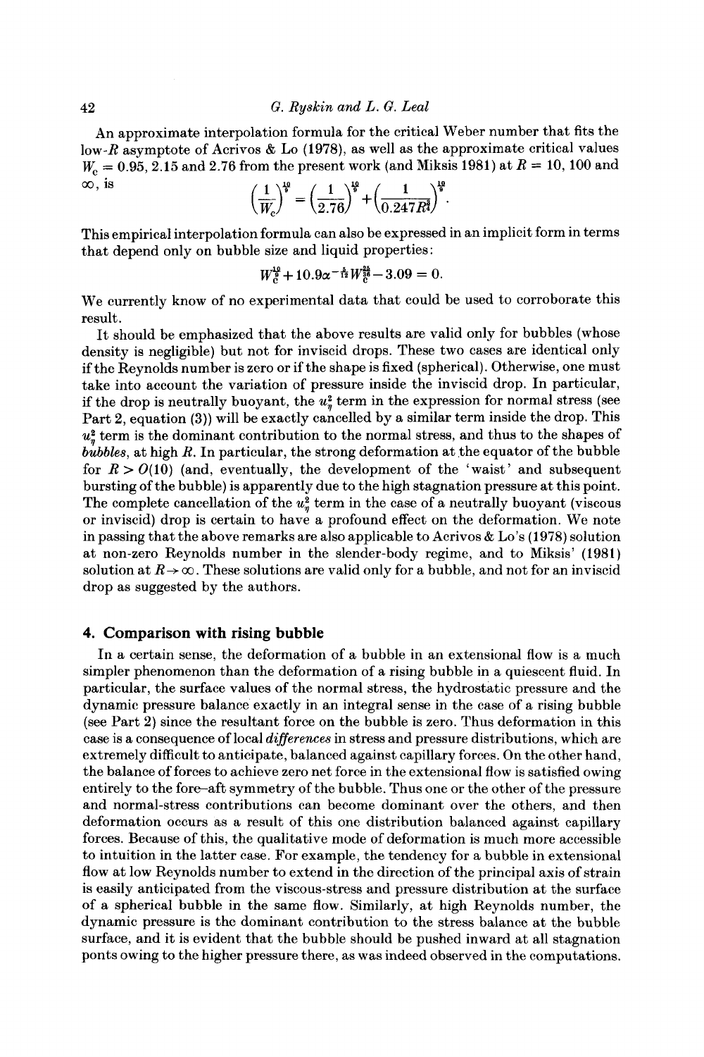An approximate interpolation formula for the critical Weber number that fits the low-$R$ asymptote of Acrivos & Lo (1978), as well as the approximate critical values $W_c = 0.95$, 2.15 and 2.76 from the present work (and Miksis 1981) at $R = 10$, 100 and $\infty$, is

$$\left(\frac{1}{W_c}\right)^{\frac{10}{9}} = \left(\frac{1}{2.76}\right)^{\frac{10}{9}} + \left(\frac{1}{0.247R^{\frac{2}{3}}}\right)^{\frac{10}{9}}.$$

This empirical interpolation formula can also be expressed in an implicit form in terms that depend only on bubble size and liquid properties:

$$W_c^{\frac{10}{9}} + 10.9\alpha^{-\frac{5}{12}}W_c^{\frac{25}{36}} - 3.09 = 0.$$

We currently know of no experimental data that could be used to corroborate this result.

It should be emphasized that the above results are valid only for bubbles (whose density is negligible) but not for inviscid drops. These two cases are identical only if the Reynolds number is zero or if the shape is fixed (spherical). Otherwise, one must take into account the variation of pressure inside the inviscid drop. In particular, if the drop is neutrally buoyant, the $u_\eta^2$ term in the expression for normal stress (see Part 2, equation (3)) will be exactly cancelled by a similar term inside the drop. This $u_\eta^2$ term is the dominant contribution to the normal stress, and thus to the shapes of *bubbles*, at high $R$. In particular, the strong deformation at the equator of the bubble for $R > O(10)$ (and, eventually, the development of the 'waist' and subsequent bursting of the bubble) is apparently due to the high stagnation pressure at this point. The complete cancellation of the $u_\eta^2$ term in the case of a neutrally buoyant (viscous or inviscid) drop is certain to have a profound effect on the deformation. We note in passing that the above remarks are also applicable to Acrivos & Lo's (1978) solution at non-zero Reynolds number in the slender-body regime, and to Miksis' (1981) solution at $R \to \infty$. These solutions are valid only for a bubble, and not for an inviscid drop as suggested by the authors.

## 4. Comparison with rising bubble

In a certain sense, the deformation of a bubble in an extensional flow is a much simpler phenomenon than the deformation of a rising bubble in a quiescent fluid. In particular, the surface values of the normal stress, the hydrostatic pressure and the dynamic pressure balance exactly in an integral sense in the case of a rising bubble (see Part 2) since the resultant force on the bubble is zero. Thus deformation in this case is a consequence of local *differences* in stress and pressure distributions, which are extremely difficult to anticipate, balanced against capillary forces. On the other hand, the balance of forces to achieve zero net force in the extensional flow is satisfied owing entirely to the fore–aft symmetry of the bubble. Thus one or the other of the pressure and normal-stress contributions can become dominant over the others, and then deformation occurs as a result of this one distribution balanced against capillary forces. Because of this, the qualitative mode of deformation is much more accessible to intuition in the latter case. For example, the tendency for a bubble in extensional flow at low Reynolds number to extend in the direction of the principal axis of strain is easily anticipated from the viscous-stress and pressure distribution at the surface of a spherical bubble in the same flow. Similarly, at high Reynolds number, the dynamic pressure is the dominant contribution to the stress balance at the bubble surface, and it is evident that the bubble should be pushed inward at all stagnation ponts owing to the higher pressure there, as was indeed observed in the computations.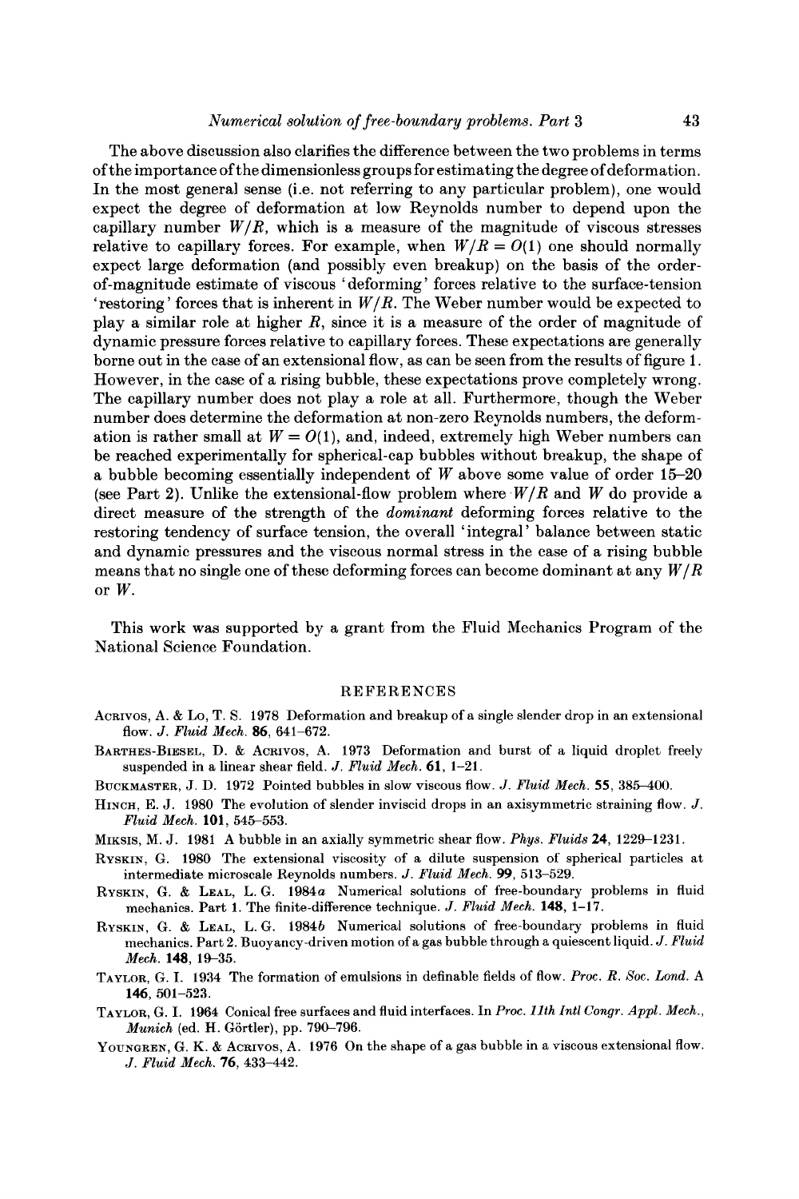The above discussion also clarifies the difference between the two problems in terms of the importance of the dimensionless groups for estimating the degree of deformation. In the most general sense (i.e. not referring to any particular problem), one would expect the degree of deformation at low Reynolds number to depend upon the capillary number $W/R$, which is a measure of the magnitude of viscous stresses relative to capillary forces. For example, when $W/R = O(1)$ one should normally expect large deformation (and possibly even breakup) on the basis of the order-of-magnitude estimate of viscous 'deforming' forces relative to the surface-tension 'restoring' forces that is inherent in $W/R$. The Weber number would be expected to play a similar role at higher $R$, since it is a measure of the order of magnitude of dynamic pressure forces relative to capillary forces. These expectations are generally borne out in the case of an extensional flow, as can be seen from the results of figure 1. However, in the case of a rising bubble, these expectations prove completely wrong. The capillary number does not play a role at all. Furthermore, though the Weber number does determine the deformation at non-zero Reynolds numbers, the deformation is rather small at $W = O(1)$, and, indeed, extremely high Weber numbers can be reached experimentally for spherical-cap bubbles without breakup, the shape of a bubble becoming essentially independent of $W$ above some value of order 15–20 (see Part 2). Unlike the extensional-flow problem where $W/R$ and $W$ do provide a direct measure of the strength of the *dominant* deforming forces relative to the restoring tendency of surface tension, the overall 'integral' balance between static and dynamic pressures and the viscous normal stress in the case of a rising bubble means that no single one of these deforming forces can become dominant at any $W/R$ or $W$.

This work was supported by a grant from the Fluid Mechanics Program of the National Science Foundation.

## REFERENCES

Acrivos, A. & Lo, T. S. 1978 Deformation and breakup of a single slender drop in an extensional flow. *J. Fluid Mech.* **86**, 641–672.

Barthes-Biesel, D. & Acrivos, A. 1973 Deformation and burst of a liquid droplet freely suspended in a linear shear field. *J. Fluid Mech.* **61**, 1–21.

Buckmaster, J. D. 1972 Pointed bubbles in slow viscous flow. *J. Fluid Mech.* **55**, 385–400.

Hinch, E. J. 1980 The evolution of slender inviscid drops in an axisymmetric straining flow. *J. Fluid Mech.* **101**, 545–553.

Miksis, M. J. 1981 A bubble in an axially symmetric shear flow. *Phys. Fluids* **24**, 1229–1231.

Ryskin, G. 1980 The extensional viscosity of a dilute suspension of spherical particles at intermediate microscale Reynolds numbers. *J. Fluid Mech.* **99**, 513–529.

Ryskin, G. & Leal, L. G. 1984*a* Numerical solutions of free-boundary problems in fluid mechanics. Part 1. The finite-difference technique. *J. Fluid Mech.* **148**, 1–17.

Ryskin, G. & Leal, L. G. 1984*b* Numerical solutions of free-boundary problems in fluid mechanics. Part 2. Buoyancy-driven motion of a gas bubble through a quiescent liquid. *J. Fluid Mech.* **148**, 19–35.

Taylor, G. I. 1934 The formation of emulsions in definable fields of flow. *Proc. R. Soc. Lond.* A **146**, 501–523.

Taylor, G. I. 1964 Conical free surfaces and fluid interfaces. In *Proc. 11th Intl Congr. Appl. Mech., Munich* (ed. H. Görtler), pp. 790–796.

Youngren, G. K. & Acrivos, A. 1976 On the shape of a gas bubble in a viscous extensional flow. *J. Fluid Mech.* **76**, 433–442.